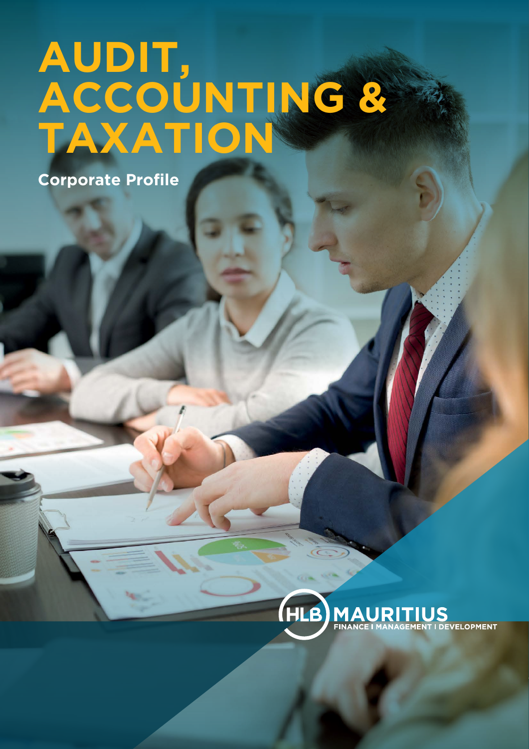# AUDIT, ACCOUNTING & TAXATION

**Corporate Profile**

HLB MAURITIUS

FINANCE | MANAGEMENT | DEVELOPMENT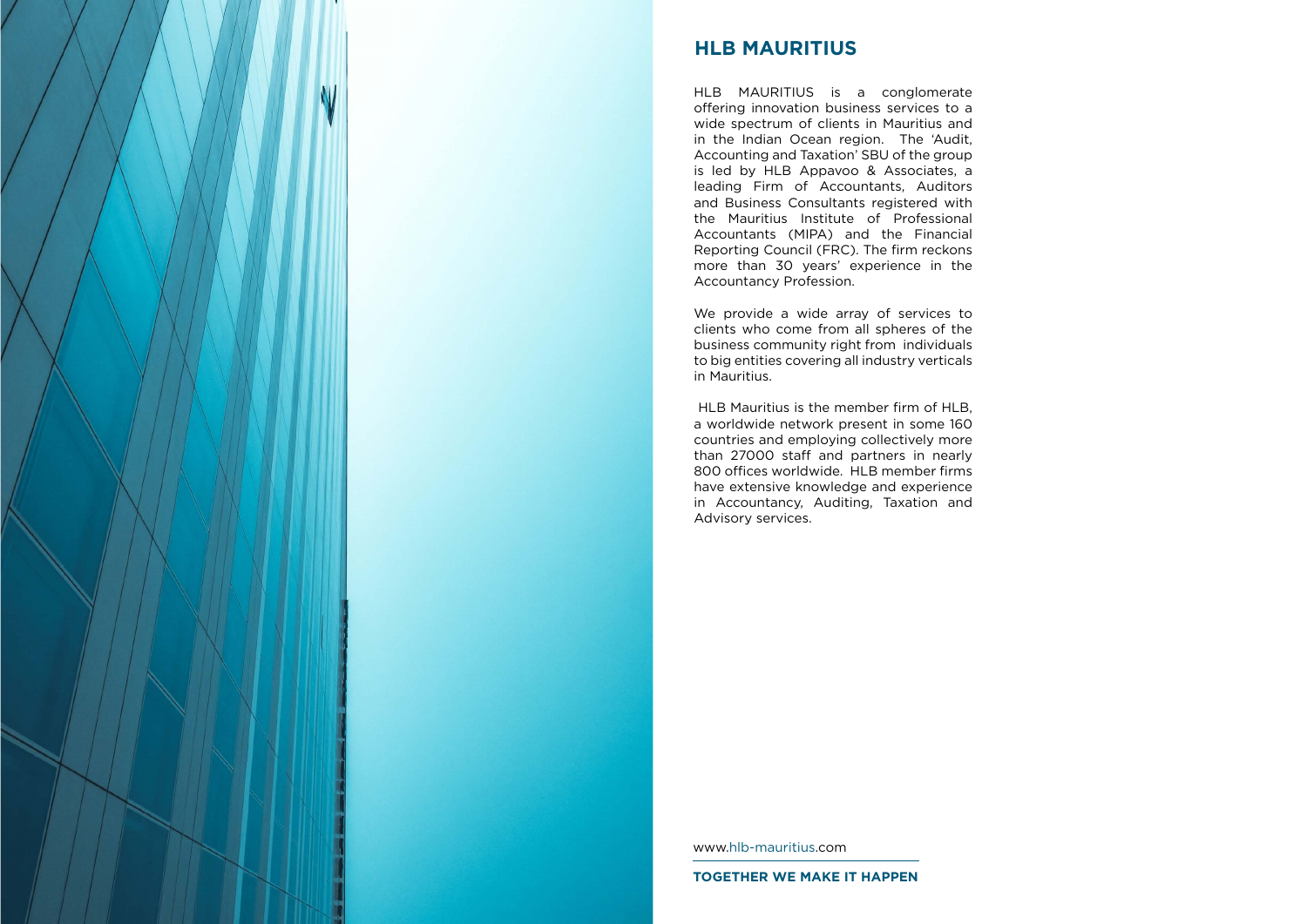## HLB MAURITIUS

HLB MAURITIUS is a conglomerate offering innovation business services to a wide spectrum of clients in Mauritius and in the Indian Ocean region. The 'Audit, Accounting and Taxation' SBU of the group is led by HLB Appavoo & Associates, a leading Firm of Accountants, Auditors and Business Consultants registered with the Mauritius Institute of Professional Accountants (MIPA) and the Financial Reporting Council (FRC). The firm reckons more than 30 years' experience in the Accountancy Profession.

We provide a wide array of services to clients who come from all spheres of the business community right from individuals to big entities covering all industry verticals in Mauritius.

HLB Mauritius is the member firm of HLB, a worldwide network present in some 160 countries and employing collectively more than 27000 staff and partners in nearly 800 offices worldwide. HLB member firms have extensive knowledge and experience in Accountancy, Auditing, Taxation and Advisory services.

www.hlb-mauritius.com

**TOGETHER WE MAKE IT HAPPEN**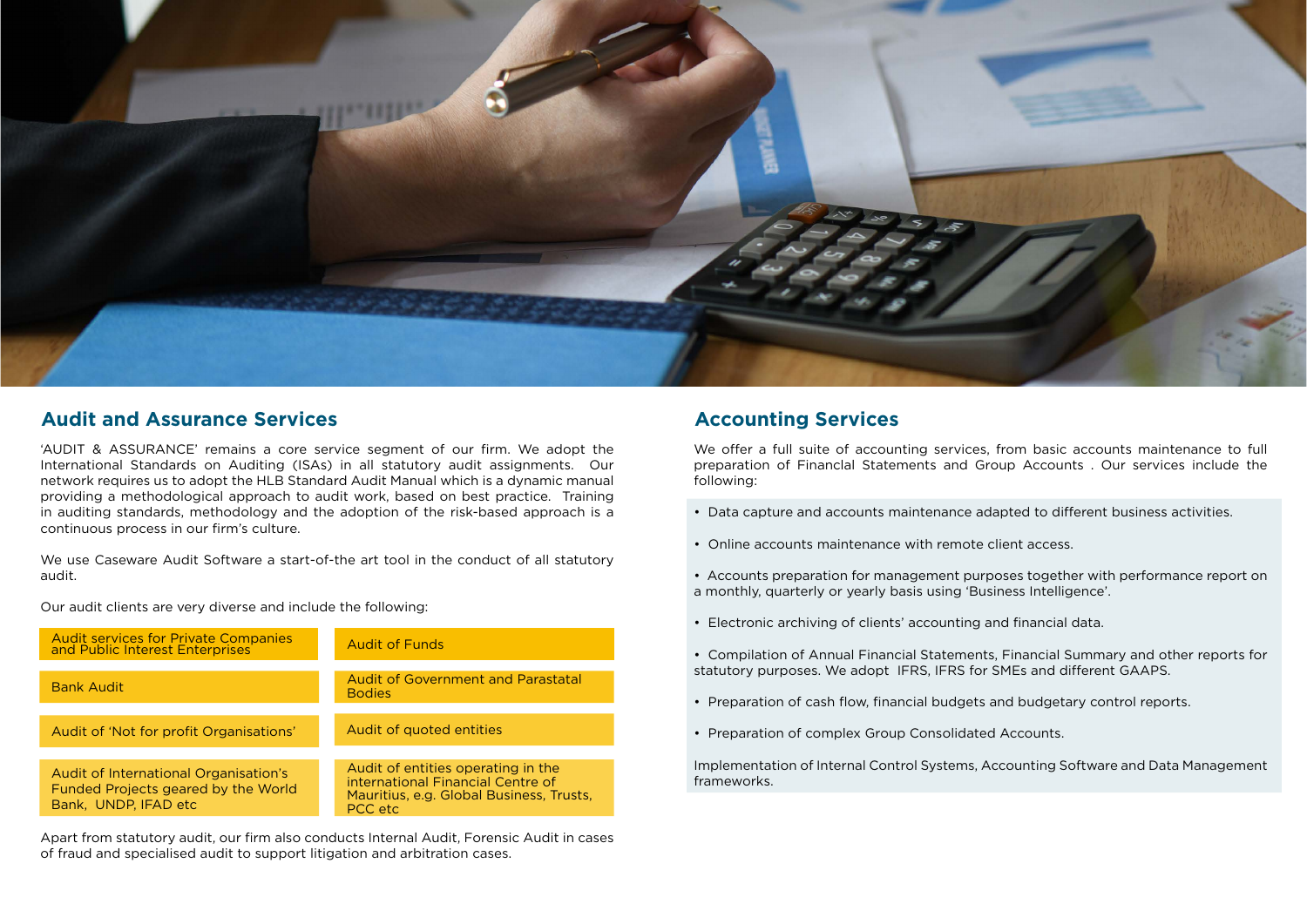## Audit and Assurance Services

'AUDIT & ASSURANCE' remains a core service segment of our firm. We adopt the International Standards on Auditing (ISAs) in all statutory audit assignments. Our network requires us to adopt the HLB Standard Audit Manual which is a dynamic manual providing a methodological approach to audit work, based on best practice. Training in auditing standards, methodology and the adoption of the risk-based approach is a continuous process in our firm's culture.

We use Caseware Audit Software a start-of-the art tool in the conduct of all statutory audit.

Our audit clients are very diverse and include the following:

| | |
|---|---|
| Audit services for Private Companies and Public Interest Enterprises | Audit of Funds |
| Bank Audit | Audit of Government and Parastatal Bodies |
| Audit of 'Not for profit Organisations' | Audit of quoted entities |
| Audit of International Organisation's Funded Projects geared by the World Bank, UNDP, IFAD etc | Audit of entities operating in the international Financial Centre of Mauritius, e.g. Global Business, Trusts, PCC etc |

Apart from statutory audit, our firm also conducts Internal Audit, Forensic Audit in cases of fraud and specialised audit to support litigation and arbitration cases.

## Accounting Services

We offer a full suite of accounting services, from basic accounts maintenance to full preparation of Financial Statements and Group Accounts . Our services include the following:

- Data capture and accounts maintenance adapted to different business activities.
- Online accounts maintenance with remote client access.
- Accounts preparation for management purposes together with performance report on a monthly, quarterly or yearly basis using 'Business Intelligence'.
- Electronic archiving of clients' accounting and financial data.
- Compilation of Annual Financial Statements, Financial Summary and other reports for statutory purposes. We adopt IFRS, IFRS for SMEs and different GAAPS.
- Preparation of cash flow, financial budgets and budgetary control reports.
- Preparation of complex Group Consolidated Accounts.

Implementation of Internal Control Systems, Accounting Software and Data Management frameworks.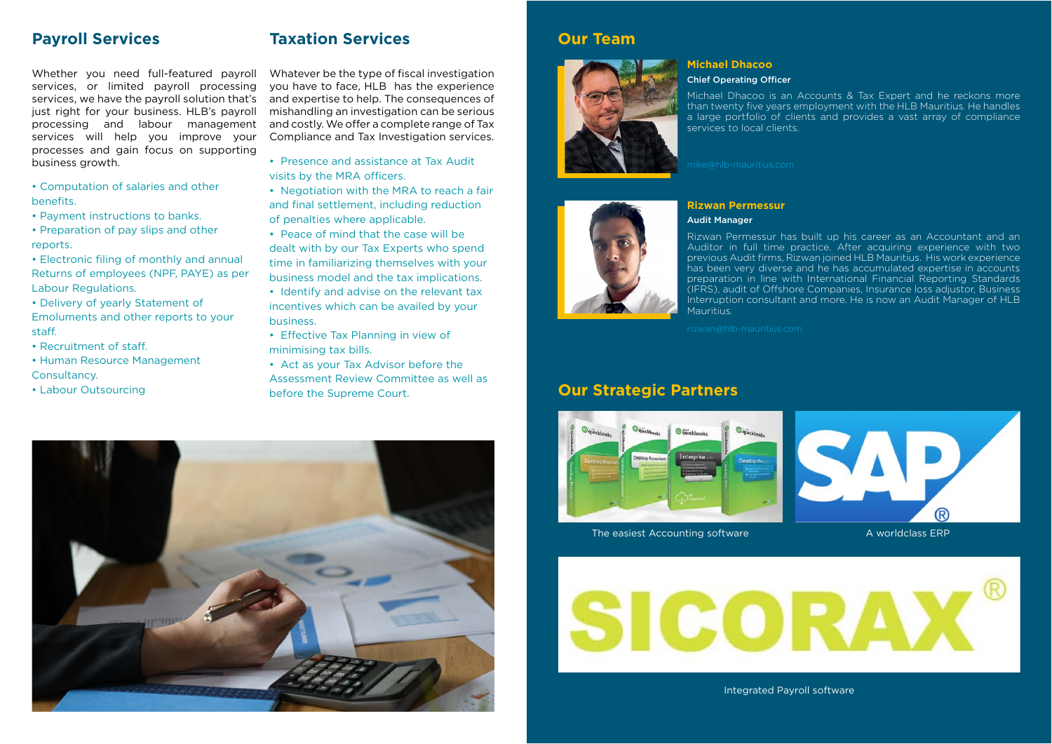## Payroll Services

Whether you need full-featured payroll services, or limited payroll processing services, we have the payroll solution that's just right for your business. HLB's payroll processing and labour management services will help you improve your processes and gain focus on supporting business growth.

- Computation of salaries and other benefits.
- Payment instructions to banks.
- Preparation of pay slips and other reports.
- Electronic filing of monthly and annual Returns of employees (NPF, PAYE) as per Labour Regulations.
- Delivery of yearly Statement of Emoluments and other reports to your staff.
- Recruitment of staff.
- Human Resource Management Consultancy.
- Labour Outsourcing

## Taxation Services

Whatever be the type of fiscal investigation you have to face, HLB has the experience and expertise to help. The consequences of mishandling an investigation can be serious and costly. We offer a complete range of Tax Compliance and Tax Investigation services.

- Presence and assistance at Tax Audit visits by the MRA officers.
- Negotiation with the MRA to reach a fair and final settlement, including reduction of penalties where applicable.
- Peace of mind that the case will be dealt with by our Tax Experts who spend time in familiarizing themselves with your business model and the tax implications.
- Identify and advise on the relevant tax incentives which can be availed by your business.
- Effective Tax Planning in view of minimising tax bills.
- Act as your Tax Advisor before the Assessment Review Committee as well as before the Supreme Court.

## Our Team

### Michael Dhacoo

**Chief Operating Officer**

Michael Dhacoo is an Accounts & Tax Expert and he reckons more than twenty five years employment with the HLB Mauritius. He handles a large portfolio of clients and provides a vast array of compliance services to local clients.

mike@hlb-mauritius.com

### Rizwan Permessur

**Audit Manager**

Rizwan Permessur has built up his career as an Accountant and an Auditor in full time practice. After acquiring experience with two previous Audit firms, Rizwan joined HLB Mauritius. His work experience has been very diverse and he has accumulated expertise in accounts preparation in line with International Financial Reporting Standards (IFRS), audit of Offshore Companies, Insurance loss adjustor, Business Interruption consultant and more. He is now an Audit Manager of HLB Mauritius.

rizwan@hlb-mauritius.com

## Our Strategic Partners

The easiest Accounting software

A worldclass ERP

SICORAX®

Integrated Payroll software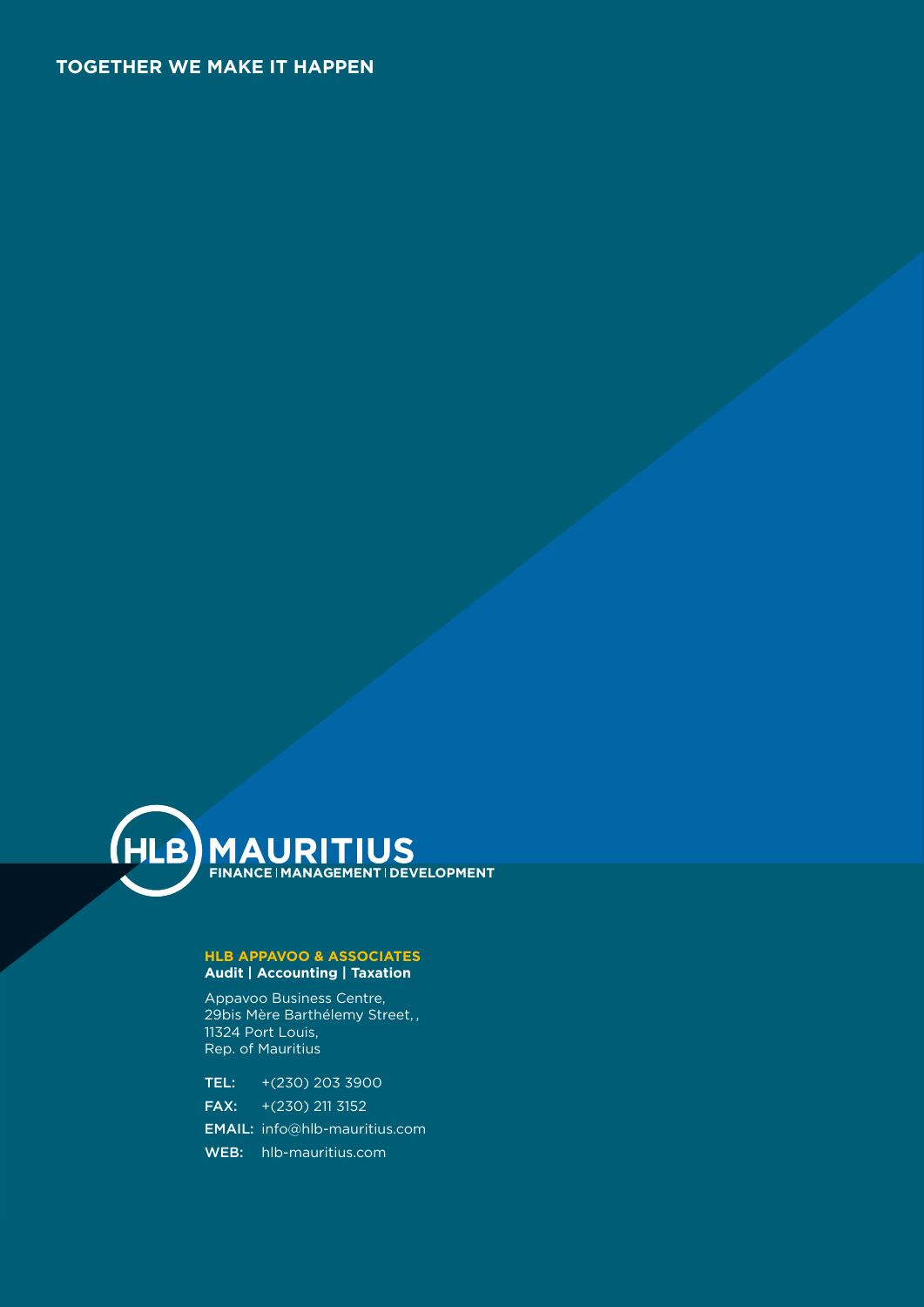**TOGETHER WE MAKE IT HAPPEN**

HLB MAURITIUS
FINANCE | MANAGEMENT | DEVELOPMENT

**HLB APPAVOO & ASSOCIATES**
**Audit | Accounting | Taxation**

Appavoo Business Centre,
29bis Mère Barthélemy Street, ,
11324 Port Louis,
Rep. of Mauritius

**TEL:** +(230) 203 3900
**FAX:** +(230) 211 3152
**EMAIL:** info@hlb-mauritius.com
**WEB:** hlb-mauritius.com